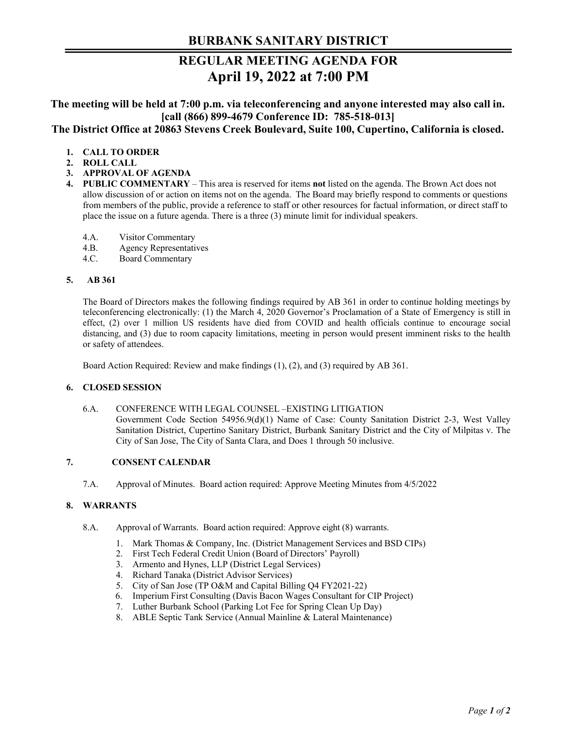# BURBANK SANITARY DISTRICT

## REGULAR MEETING AGENDA FOR
## April 19, 2022 at 7:00 PM

**The meeting will be held at 7:00 p.m. via teleconferencing and anyone interested may also call in. [call (866) 899-4679 Conference ID: 785-518-013]**
**The District Office at 20863 Stevens Creek Boulevard, Suite 100, Cupertino, California is closed.**

1. **CALL TO ORDER**
2. **ROLL CALL**
3. **APPROVAL OF AGENDA**
4. **PUBLIC COMMENTARY** – This area is reserved for items **not** listed on the agenda. The Brown Act does not allow discussion of or action on items not on the agenda. The Board may briefly respond to comments or questions from members of the public, provide a reference to staff or other resources for factual information, or direct staff to place the issue on a future agenda. There is a three (3) minute limit for individual speakers.

   4.A. Visitor Commentary
   4.B. Agency Representatives
   4.C. Board Commentary

5. **AB 361**

   The Board of Directors makes the following findings required by AB 361 in order to continue holding meetings by teleconferencing electronically: (1) the March 4, 2020 Governor's Proclamation of a State of Emergency is still in effect, (2) over 1 million US residents have died from COVID and health officials continue to encourage social distancing, and (3) due to room capacity limitations, meeting in person would present imminent risks to the health or safety of attendees.

   Board Action Required: Review and make findings (1), (2), and (3) required by AB 361.

6. **CLOSED SESSION**

   6.A. CONFERENCE WITH LEGAL COUNSEL –EXISTING LITIGATION
   Government Code Section 54956.9(d)(1) Name of Case: County Sanitation District 2-3, West Valley Sanitation District, Cupertino Sanitary District, Burbank Sanitary District and the City of Milpitas v. The City of San Jose, The City of Santa Clara, and Does 1 through 50 inclusive.

7. **CONSENT CALENDAR**

   7.A. Approval of Minutes. Board action required: Approve Meeting Minutes from 4/5/2022

8. **WARRANTS**

   8.A. Approval of Warrants. Board action required: Approve eight (8) warrants.

   1. Mark Thomas & Company, Inc. (District Management Services and BSD CIPs)
   2. First Tech Federal Credit Union (Board of Directors' Payroll)
   3. Armento and Hynes, LLP (District Legal Services)
   4. Richard Tanaka (District Advisor Services)
   5. City of San Jose (TP O&M and Capital Billing Q4 FY2021-22)
   6. Imperium First Consulting (Davis Bacon Wages Consultant for CIP Project)
   7. Luther Burbank School (Parking Lot Fee for Spring Clean Up Day)
   8. ABLE Septic Tank Service (Annual Mainline & Lateral Maintenance)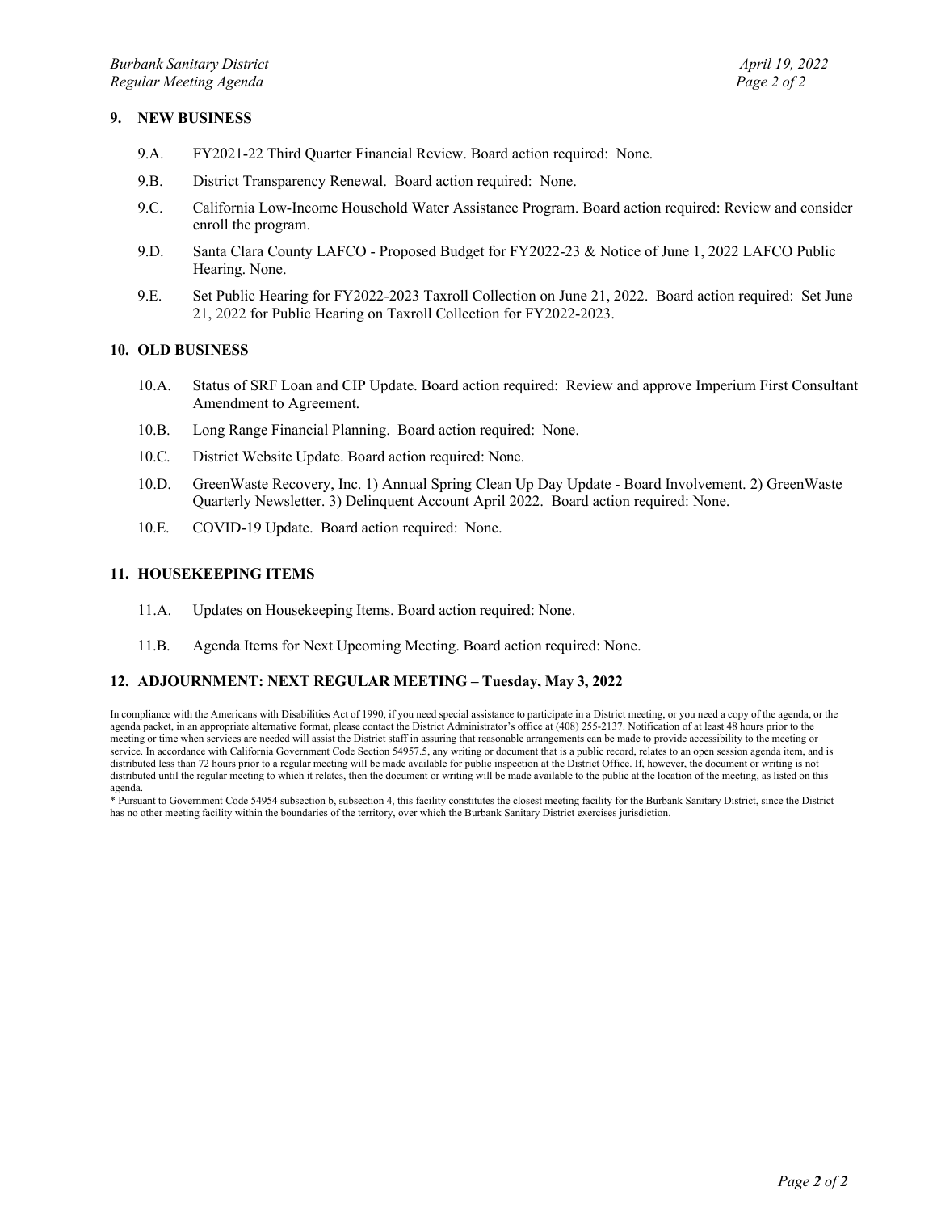## 9. NEW BUSINESS

9.A. FY2021-22 Third Quarter Financial Review. Board action required: None.

9.B. District Transparency Renewal. Board action required: None.

9.C. California Low-Income Household Water Assistance Program. Board action required: Review and consider enroll the program.

9.D. Santa Clara County LAFCO - Proposed Budget for FY2022-23 & Notice of June 1, 2022 LAFCO Public Hearing. None.

9.E. Set Public Hearing for FY2022-2023 Taxroll Collection on June 21, 2022. Board action required: Set June 21, 2022 for Public Hearing on Taxroll Collection for FY2022-2023.

## 10. OLD BUSINESS

10.A. Status of SRF Loan and CIP Update. Board action required: Review and approve Imperium First Consultant Amendment to Agreement.

10.B. Long Range Financial Planning. Board action required: None.

10.C. District Website Update. Board action required: None.

10.D. GreenWaste Recovery, Inc. 1) Annual Spring Clean Up Day Update - Board Involvement. 2) GreenWaste Quarterly Newsletter. 3) Delinquent Account April 2022. Board action required: None.

10.E. COVID-19 Update. Board action required: None.

## 11. HOUSEKEEPING ITEMS

11.A. Updates on Housekeeping Items. Board action required: None.

11.B. Agenda Items for Next Upcoming Meeting. Board action required: None.

## 12. ADJOURNMENT: NEXT REGULAR MEETING – Tuesday, May 3, 2022

In compliance with the Americans with Disabilities Act of 1990, if you need special assistance to participate in a District meeting, or you need a copy of the agenda, or the agenda packet, in an appropriate alternative format, please contact the District Administrator's office at (408) 255-2137. Notification of at least 48 hours prior to the meeting or time when services are needed will assist the District staff in assuring that reasonable arrangements can be made to provide accessibility to the meeting or service. In accordance with California Government Code Section 54957.5, any writing or document that is a public record, relates to an open session agenda item, and is distributed less than 72 hours prior to a regular meeting will be made available for public inspection at the District Office. If, however, the document or writing is not distributed until the regular meeting to which it relates, then the document or writing will be made available to the public at the location of the meeting, as listed on this agenda.

* Pursuant to Government Code 54954 subsection b, subsection 4, this facility constitutes the closest meeting facility for the Burbank Sanitary District, since the District has no other meeting facility within the boundaries of the territory, over which the Burbank Sanitary District exercises jurisdiction.